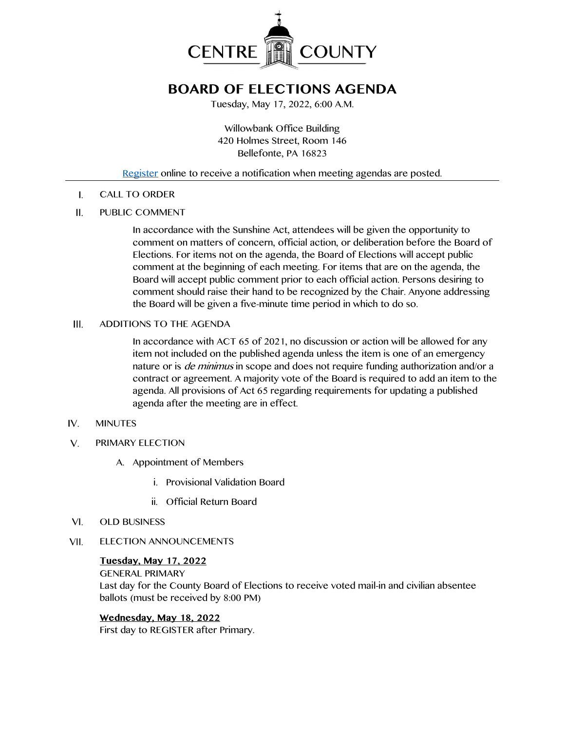CENTRE COUNTY

# BOARD OF ELECTIONS AGENDA

Tuesday, May 17, 2022, 6:00 A.M.

Willowbank Office Building
420 Holmes Street, Room 146
Bellefonte, PA 16823

Register online to receive a notification when meeting agendas are posted.

---

I. CALL TO ORDER

II. PUBLIC COMMENT

In accordance with the Sunshine Act, attendees will be given the opportunity to comment on matters of concern, official action, or deliberation before the Board of Elections. For items not on the agenda, the Board of Elections will accept public comment at the beginning of each meeting. For items that are on the agenda, the Board will accept public comment prior to each official action. Persons desiring to comment should raise their hand to be recognized by the Chair. Anyone addressing the Board will be given a five-minute time period in which to do so.

III. ADDITIONS TO THE AGENDA

In accordance with ACT 65 of 2021, no discussion or action will be allowed for any item not included on the published agenda unless the item is one of an emergency nature or is *de minimus* in scope and does not require funding authorization and/or a contract or agreement. A majority vote of the Board is required to add an item to the agenda. All provisions of Act 65 regarding requirements for updating a published agenda after the meeting are in effect.

IV. MINUTES

V. PRIMARY ELECTION

A. Appointment of Members

i. Provisional Validation Board

ii. Official Return Board

VI. OLD BUSINESS

VII. ELECTION ANNOUNCEMENTS

**Tuesday, May 17, 2022**
GENERAL PRIMARY
Last day for the County Board of Elections to receive voted mail-in and civilian absentee ballots (must be received by 8:00 PM)

**Wednesday, May 18, 2022**
First day to REGISTER after Primary.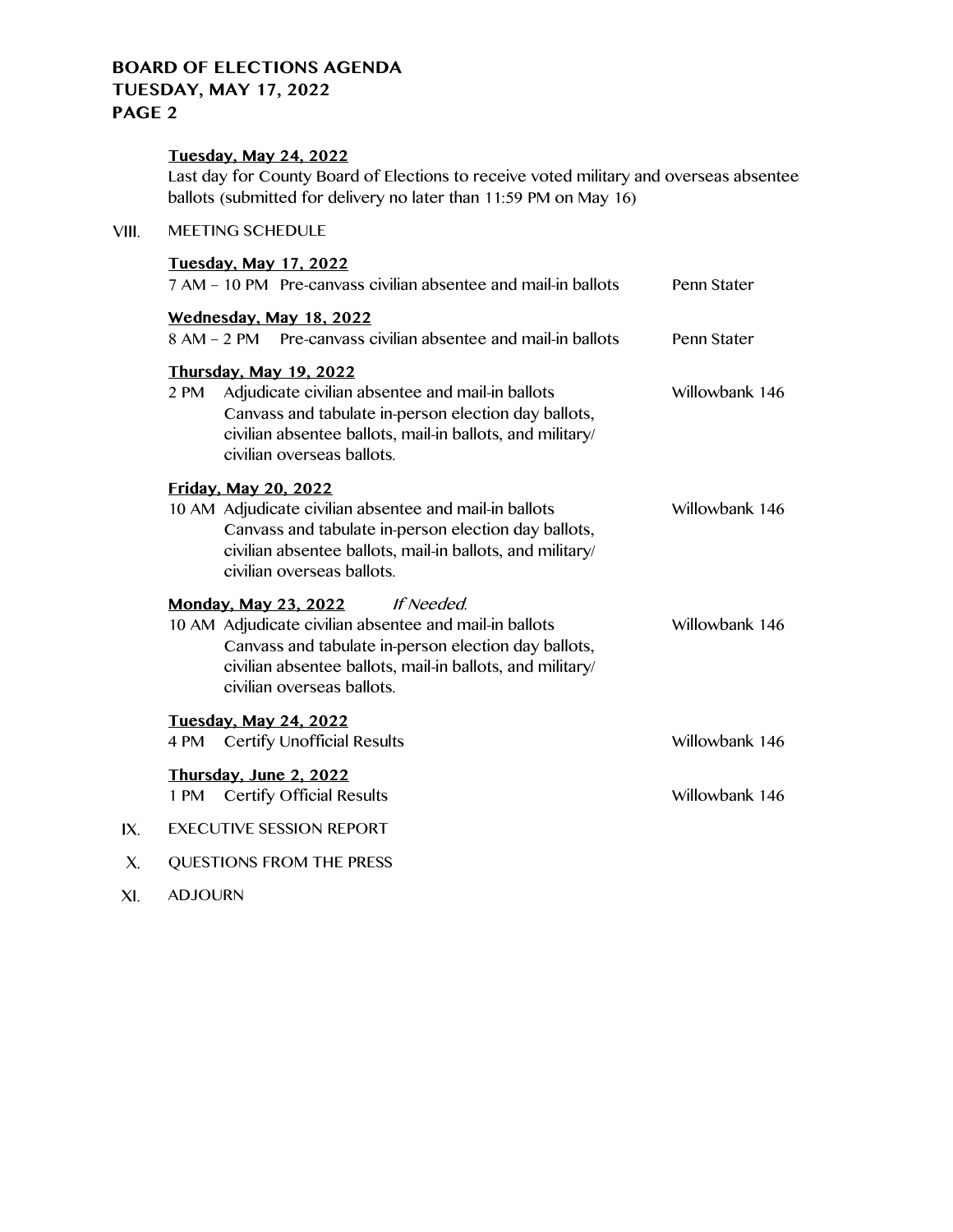**Tuesday, May 24, 2022**
Last day for County Board of Elections to receive voted military and overseas absentee ballots (submitted for delivery no later than 11:59 PM on May 16)

VIII. MEETING SCHEDULE

**Tuesday, May 17, 2022**

| | | |
|---|---|---|
| 7 AM – 10 PM | Pre-canvass civilian absentee and mail-in ballots | Penn Stater |

**Wednesday, May 18, 2022**

| | | |
|---|---|---|
| 8 AM – 2 PM | Pre-canvass civilian absentee and mail-in ballots | Penn Stater |

**Thursday, May 19, 2022**

| | | |
|---|---|---|
| 2 PM | Adjudicate civilian absentee and mail-in ballots<br>Canvass and tabulate in-person election day ballots, civilian absentee ballots, mail-in ballots, and military/civilian overseas ballots. | Willowbank 146 |

**Friday, May 20, 2022**

| | | |
|---|---|---|
| 10 AM | Adjudicate civilian absentee and mail-in ballots<br>Canvass and tabulate in-person election day ballots, civilian absentee ballots, mail-in ballots, and military/civilian overseas ballots. | Willowbank 146 |

**Monday, May 23, 2022** *If Needed.*

| | | |
|---|---|---|
| 10 AM | Adjudicate civilian absentee and mail-in ballots<br>Canvass and tabulate in-person election day ballots, civilian absentee ballots, mail-in ballots, and military/civilian overseas ballots. | Willowbank 146 |

**Tuesday, May 24, 2022**

| | | |
|---|---|---|
| 4 PM | Certify Unofficial Results | Willowbank 146 |

**Thursday, June 2, 2022**

| | | |
|---|---|---|
| 1 PM | Certify Official Results | Willowbank 146 |

IX. EXECUTIVE SESSION REPORT

X. QUESTIONS FROM THE PRESS

XI. ADJOURN